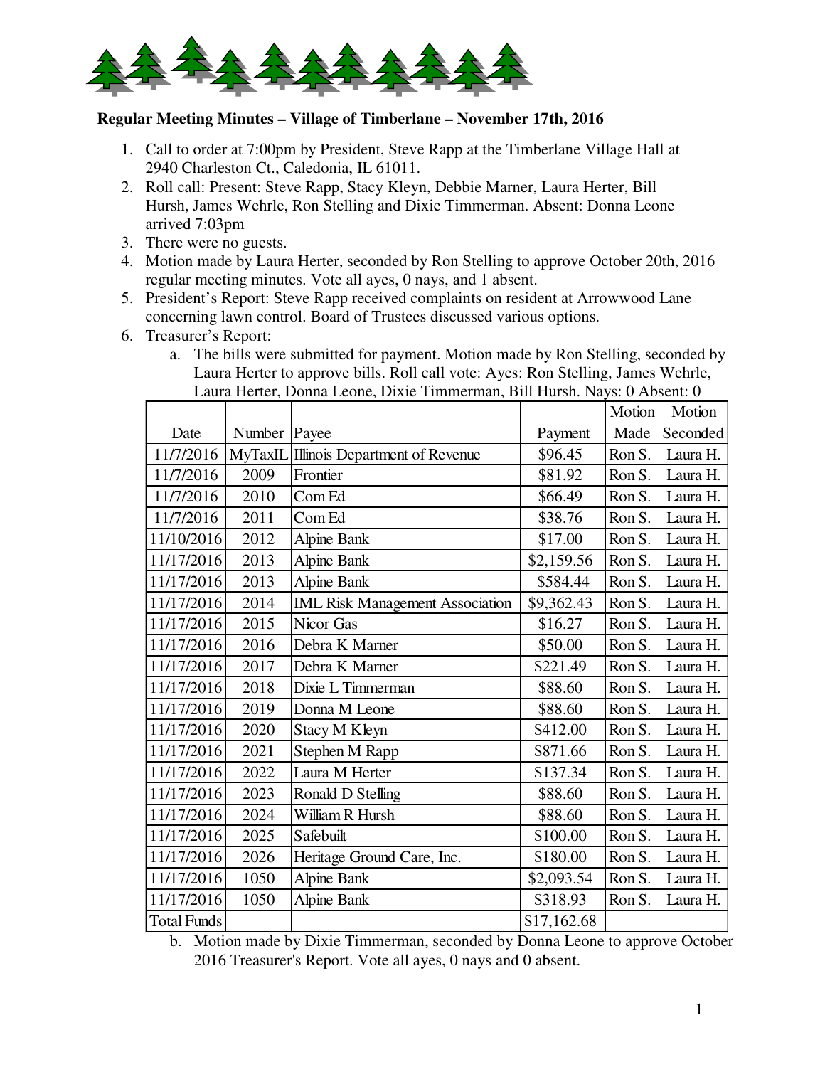**Regular Meeting Minutes – Village of Timberlane – November 17th, 2016**

1. Call to order at 7:00pm by President, Steve Rapp at the Timberlane Village Hall at 2940 Charleston Ct., Caledonia, IL 61011.
2. Roll call: Present: Steve Rapp, Stacy Kleyn, Debbie Marner, Laura Herter, Bill Hursh, James Wehrle, Ron Stelling and Dixie Timmerman. Absent: Donna Leone arrived 7:03pm
3. There were no guests.
4. Motion made by Laura Herter, seconded by Ron Stelling to approve October 20th, 2016 regular meeting minutes. Vote all ayes, 0 nays, and 1 absent.
5. President's Report: Steve Rapp received complaints on resident at Arrowwood Lane concerning lawn control. Board of Trustees discussed various options.
6. Treasurer's Report:
   a. The bills were submitted for payment. Motion made by Ron Stelling, seconded by Laura Herter to approve bills. Roll call vote: Ayes: Ron Stelling, James Wehrle, Laura Herter, Donna Leone, Dixie Timmerman, Bill Hursh. Nays: 0 Absent: 0

| Date | Number | Payee | Payment | Motion Made | Motion Seconded |
|---|---|---|---|---|---|
| 11/7/2016 | MyTaxIL | Illinois Department of Revenue | $96.45 | Ron S. | Laura H. |
| 11/7/2016 | 2009 | Frontier | $81.92 | Ron S. | Laura H. |
| 11/7/2016 | 2010 | Com Ed | $66.49 | Ron S. | Laura H. |
| 11/7/2016 | 2011 | Com Ed | $38.76 | Ron S. | Laura H. |
| 11/10/2016 | 2012 | Alpine Bank | $17.00 | Ron S. | Laura H. |
| 11/17/2016 | 2013 | Alpine Bank | $2,159.56 | Ron S. | Laura H. |
| 11/17/2016 | 2013 | Alpine Bank | $584.44 | Ron S. | Laura H. |
| 11/17/2016 | 2014 | IML Risk Management Association | $9,362.43 | Ron S. | Laura H. |
| 11/17/2016 | 2015 | Nicor Gas | $16.27 | Ron S. | Laura H. |
| 11/17/2016 | 2016 | Debra K Marner | $50.00 | Ron S. | Laura H. |
| 11/17/2016 | 2017 | Debra K Marner | $221.49 | Ron S. | Laura H. |
| 11/17/2016 | 2018 | Dixie L Timmerman | $88.60 | Ron S. | Laura H. |
| 11/17/2016 | 2019 | Donna M Leone | $88.60 | Ron S. | Laura H. |
| 11/17/2016 | 2020 | Stacy M Kleyn | $412.00 | Ron S. | Laura H. |
| 11/17/2016 | 2021 | Stephen M Rapp | $871.66 | Ron S. | Laura H. |
| 11/17/2016 | 2022 | Laura M Herter | $137.34 | Ron S. | Laura H. |
| 11/17/2016 | 2023 | Ronald D Stelling | $88.60 | Ron S. | Laura H. |
| 11/17/2016 | 2024 | William R Hursh | $88.60 | Ron S. | Laura H. |
| 11/17/2016 | 2025 | Safebuilt | $100.00 | Ron S. | Laura H. |
| 11/17/2016 | 2026 | Heritage Ground Care, Inc. | $180.00 | Ron S. | Laura H. |
| 11/17/2016 | 1050 | Alpine Bank | $2,093.54 | Ron S. | Laura H. |
| 11/17/2016 | 1050 | Alpine Bank | $318.93 | Ron S. | Laura H. |
| Total Funds | | | $17,162.68 | | |

   b. Motion made by Dixie Timmerman, seconded by Donna Leone to approve October 2016 Treasurer's Report. Vote all ayes, 0 nays and 0 absent.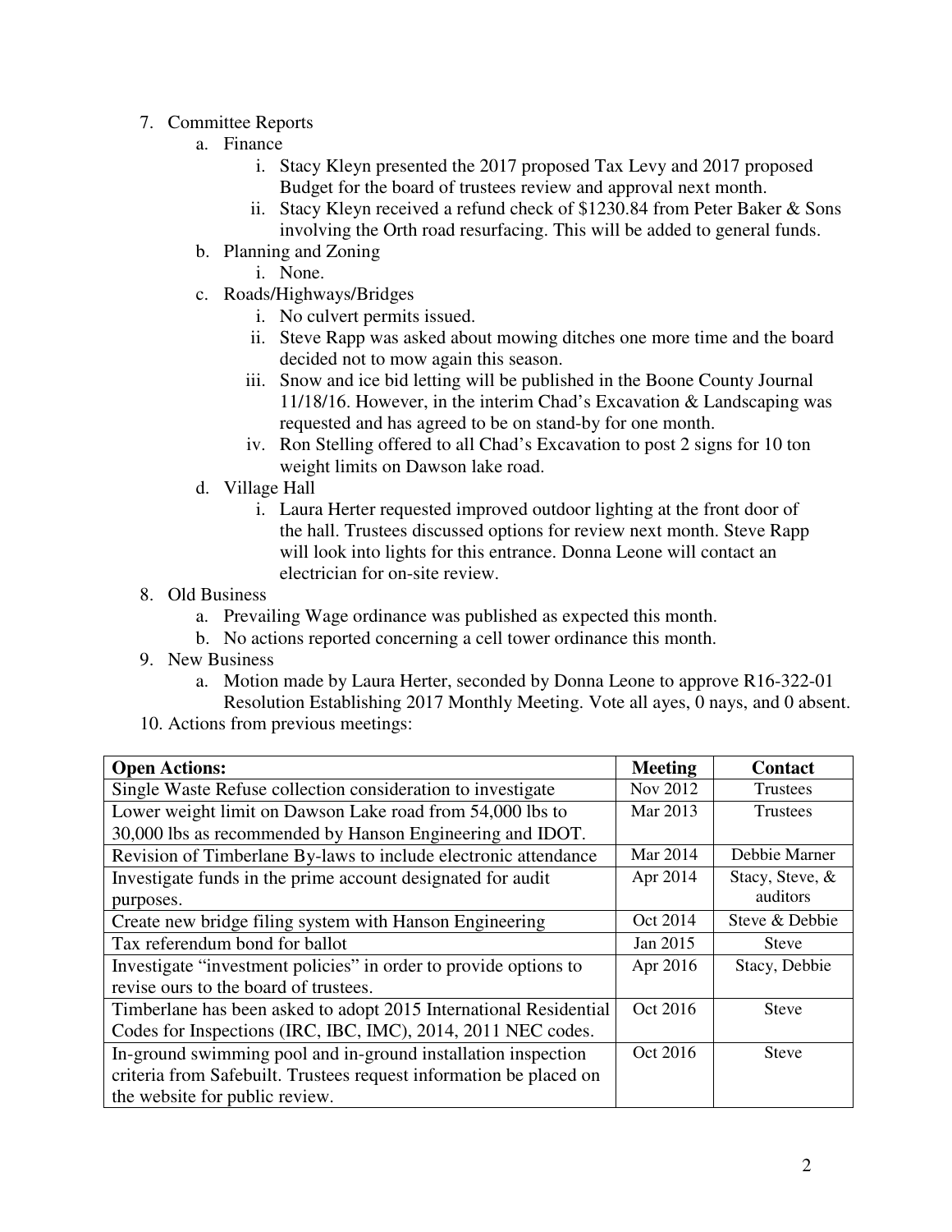7. Committee Reports
    a. Finance
        i. Stacy Kleyn presented the 2017 proposed Tax Levy and 2017 proposed Budget for the board of trustees review and approval next month.
        ii. Stacy Kleyn received a refund check of $1230.84 from Peter Baker & Sons involving the Orth road resurfacing. This will be added to general funds.
    b. Planning and Zoning
        i. None.
    c. Roads/Highways/Bridges
        i. No culvert permits issued.
        ii. Steve Rapp was asked about mowing ditches one more time and the board decided not to mow again this season.
        iii. Snow and ice bid letting will be published in the Boone County Journal 11/18/16. However, in the interim Chad's Excavation & Landscaping was requested and has agreed to be on stand-by for one month.
        iv. Ron Stelling offered to all Chad's Excavation to post 2 signs for 10 ton weight limits on Dawson lake road.
    d. Village Hall
        i. Laura Herter requested improved outdoor lighting at the front door of the hall. Trustees discussed options for review next month. Steve Rapp will look into lights for this entrance. Donna Leone will contact an electrician for on-site review.
8. Old Business
    a. Prevailing Wage ordinance was published as expected this month.
    b. No actions reported concerning a cell tower ordinance this month.
9. New Business
    a. Motion made by Laura Herter, seconded by Donna Leone to approve R16-322-01 Resolution Establishing 2017 Monthly Meeting. Vote all ayes, 0 nays, and 0 absent.
10. Actions from previous meetings:

| **Open Actions:** | **Meeting** | **Contact** |
|---|---|---|
| Single Waste Refuse collection consideration to investigate | Nov 2012 | Trustees |
| Lower weight limit on Dawson Lake road from 54,000 lbs to 30,000 lbs as recommended by Hanson Engineering and IDOT. | Mar 2013 | Trustees |
| Revision of Timberlane By-laws to include electronic attendance | Mar 2014 | Debbie Marner |
| Investigate funds in the prime account designated for audit purposes. | Apr 2014 | Stacy, Steve, & auditors |
| Create new bridge filing system with Hanson Engineering | Oct 2014 | Steve & Debbie |
| Tax referendum bond for ballot | Jan 2015 | Steve |
| Investigate "investment policies" in order to provide options to revise ours to the board of trustees. | Apr 2016 | Stacy, Debbie |
| Timberlane has been asked to adopt 2015 International Residential Codes for Inspections (IRC, IBC, IMC), 2014, 2011 NEC codes. | Oct 2016 | Steve |
| In-ground swimming pool and in-ground installation inspection criteria from Safebuilt. Trustees request information be placed on the website for public review. | Oct 2016 | Steve |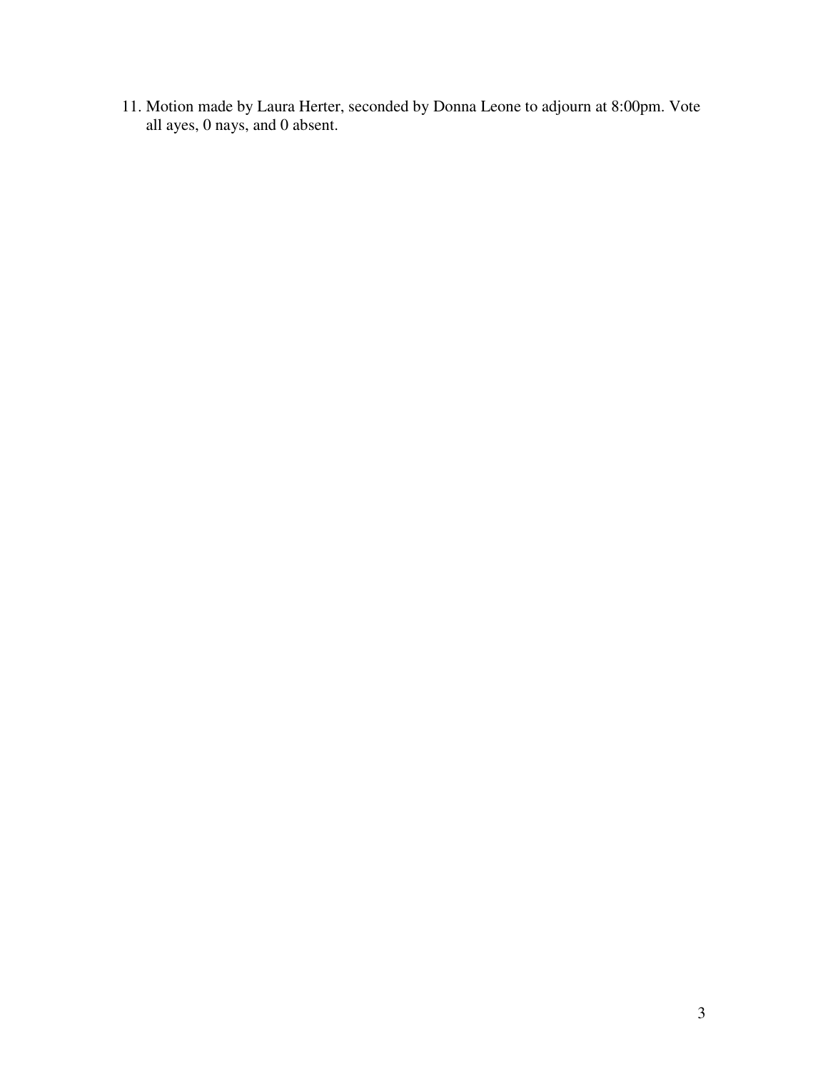11. Motion made by Laura Herter, seconded by Donna Leone to adjourn at 8:00pm. Vote all ayes, 0 nays, and 0 absent.